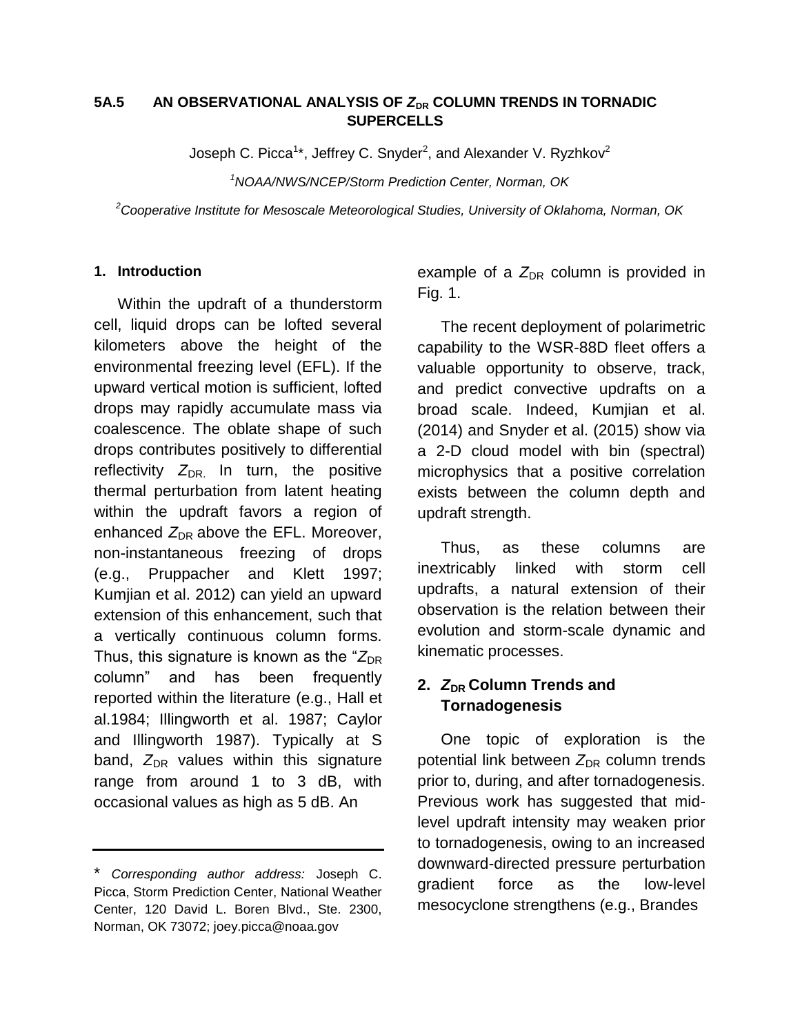# 5A.5 AN OBSERVATIONAL ANALYSIS OF $Z_{DR}$ COLUMN TRENDS IN TORNADIC SUPERCELLS

Joseph C. Picca[1]*, Jeffrey C. Snyder[2], and Alexander V. Ryzhkov[2]

[1]*NOAA/NWS/NCEP/Storm Prediction Center, Norman, OK*

[2]*Cooperative Institute for Mesoscale Meteorological Studies, University of Oklahoma, Norman, OK*

## 1. Introduction

Within the updraft of a thunderstorm cell, liquid drops can be lofted several kilometers above the height of the environmental freezing level (EFL). If the upward vertical motion is sufficient, lofted drops may rapidly accumulate mass via coalescence. The oblate shape of such drops contributes positively to differential reflectivity $Z_{DR}$. In turn, the positive thermal perturbation from latent heating within the updraft favors a region of enhanced $Z_{DR}$ above the EFL. Moreover, non-instantaneous freezing of drops (e.g., Pruppacher and Klett 1997; Kumjian et al. 2012) can yield an upward extension of this enhancement, such that a vertically continuous column forms. Thus, this signature is known as the "$Z_{DR}$ column" and has been frequently reported within the literature (e.g., Hall et al.1984; Illingworth et al. 1987; Caylor and Illingworth 1987). Typically at S band, $Z_{DR}$ values within this signature range from around 1 to 3 dB, with occasional values as high as 5 dB. An example of a $Z_{DR}$ column is provided in Fig. 1.

The recent deployment of polarimetric capability to the WSR-88D fleet offers a valuable opportunity to observe, track, and predict convective updrafts on a broad scale. Indeed, Kumjian et al. (2014) and Snyder et al. (2015) show via a 2-D cloud model with bin (spectral) microphysics that a positive correlation exists between the column depth and updraft strength.

Thus, as these columns are inextricably linked with storm cell updrafts, a natural extension of their observation is the relation between their evolution and storm-scale dynamic and kinematic processes.

## 2. $Z_{DR}$ Column Trends and Tornadogenesis

One topic of exploration is the potential link between $Z_{DR}$ column trends prior to, during, and after tornadogenesis. Previous work has suggested that mid-level updraft intensity may weaken prior to tornadogenesis, owing to an increased downward-directed pressure perturbation gradient force as the low-level mesocyclone strengthens (e.g., Brandes

---

\* *Corresponding author address:* Joseph C. Picca, Storm Prediction Center, National Weather Center, 120 David L. Boren Blvd., Ste. 2300, Norman, OK 73072; joey.picca@noaa.gov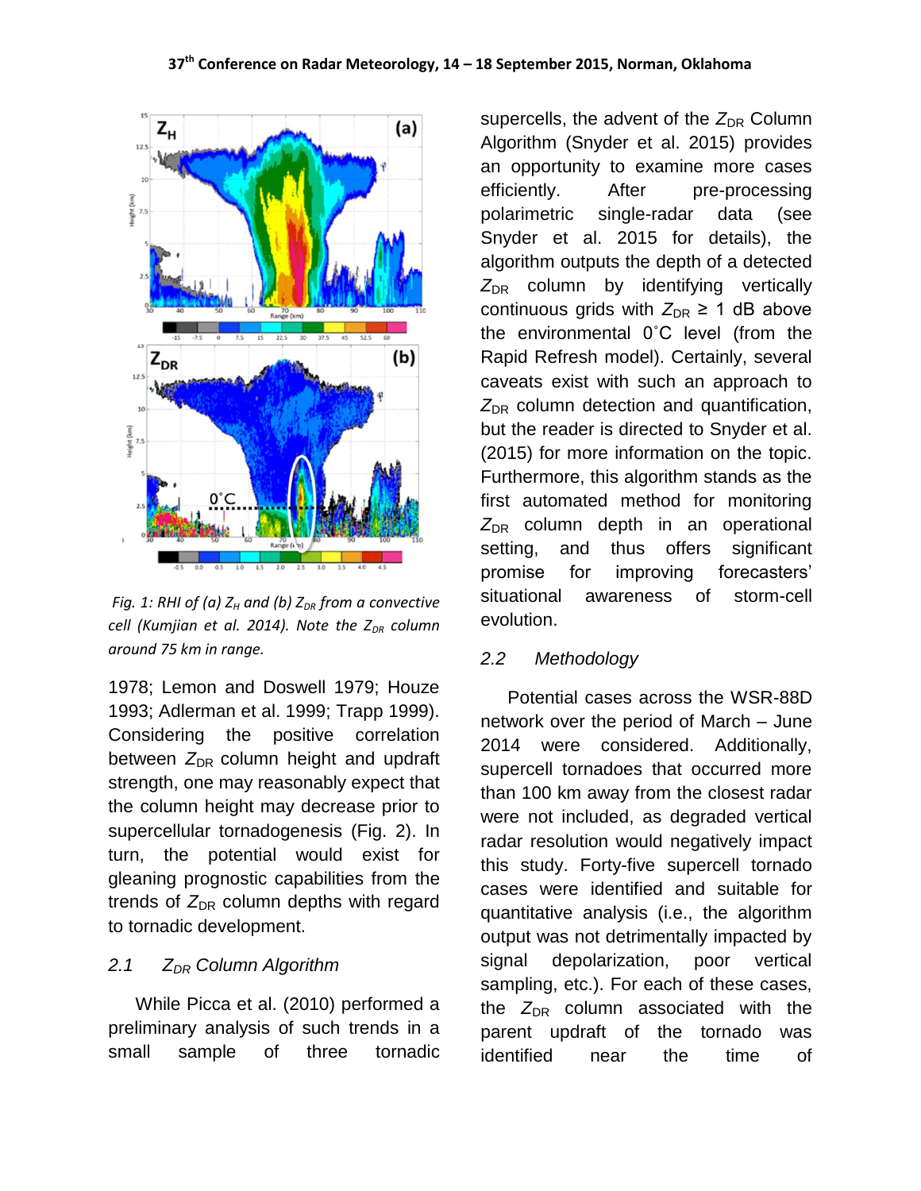*Fig. 1: RHI of (a) $Z_H$ and (b) $Z_{DR}$ from a convective cell (Kumjian et al. 2014). Note the $Z_{DR}$ column around 75 km in range.*

1978; Lemon and Doswell 1979; Houze 1993; Adlerman et al. 1999; Trapp 1999). Considering the positive correlation between $Z_{DR}$ column height and updraft strength, one may reasonably expect that the column height may decrease prior to supercellular tornadogenesis (Fig. 2). In turn, the potential would exist for gleaning prognostic capabilities from the trends of $Z_{DR}$ column depths with regard to tornadic development.

### *2.1 $Z_{DR}$ Column Algorithm*

While Picca et al. (2010) performed a preliminary analysis of such trends in a small sample of three tornadic supercells, the advent of the $Z_{DR}$ Column Algorithm (Snyder et al. 2015) provides an opportunity to examine more cases efficiently. After pre-processing polarimetric single-radar data (see Snyder et al. 2015 for details), the algorithm outputs the depth of a detected $Z_{DR}$ column by identifying vertically continuous grids with $Z_{DR} \geq 1$ dB above the environmental 0˚C level (from the Rapid Refresh model). Certainly, several caveats exist with such an approach to $Z_{DR}$ column detection and quantification, but the reader is directed to Snyder et al. (2015) for more information on the topic. Furthermore, this algorithm stands as the first automated method for monitoring $Z_{DR}$ column depth in an operational setting, and thus offers significant promise for improving forecasters' situational awareness of storm-cell evolution.

### *2.2 Methodology*

Potential cases across the WSR-88D network over the period of March – June 2014 were considered. Additionally, supercell tornadoes that occurred more than 100 km away from the closest radar were not included, as degraded vertical radar resolution would negatively impact this study. Forty-five supercell tornado cases were identified and suitable for quantitative analysis (i.e., the algorithm output was not detrimentally impacted by signal depolarization, poor vertical sampling, etc.). For each of these cases, the $Z_{DR}$ column associated with the parent updraft of the tornado was identified near the time of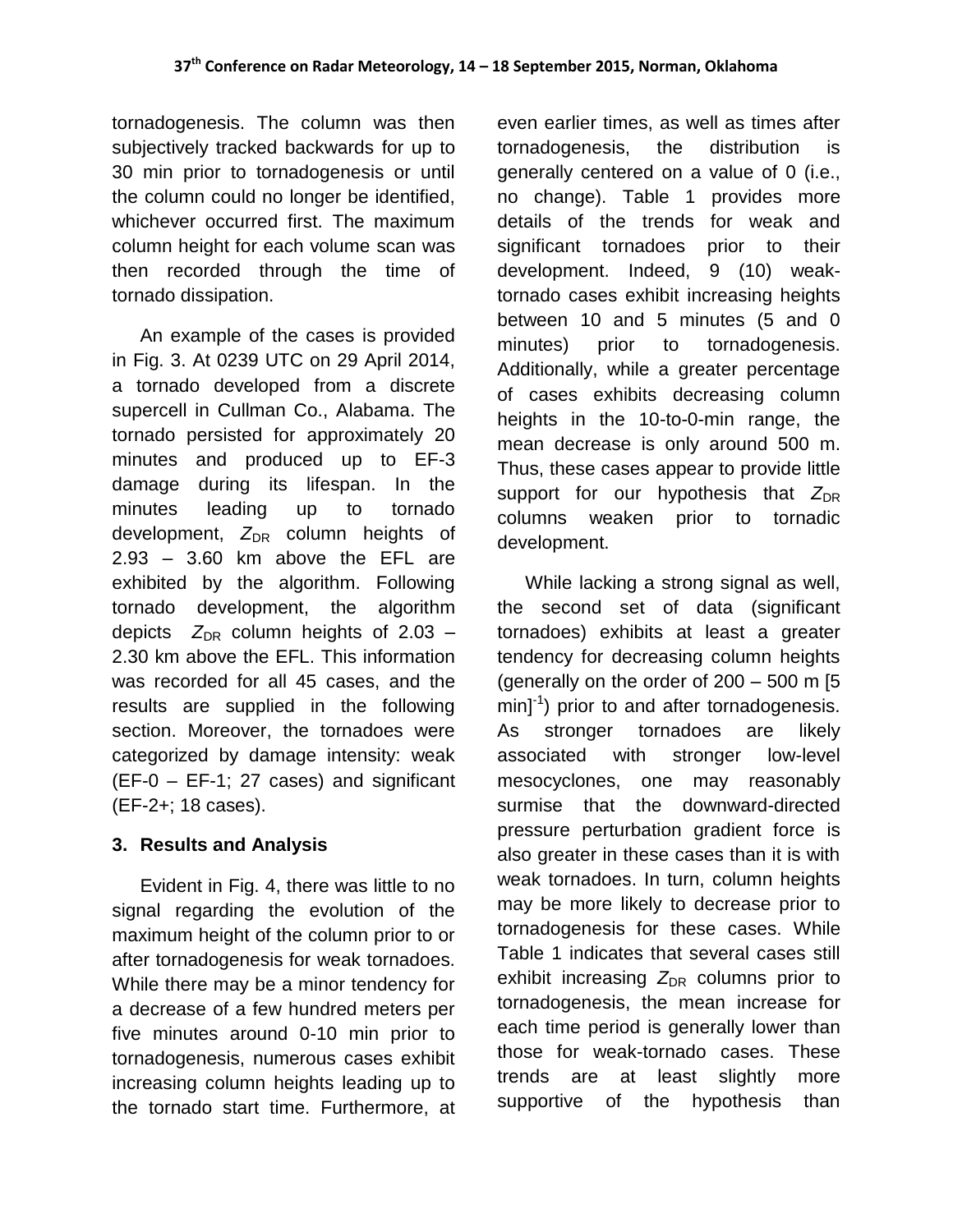tornadogenesis. The column was then subjectively tracked backwards for up to 30 min prior to tornadogenesis or until the column could no longer be identified, whichever occurred first. The maximum column height for each volume scan was then recorded through the time of tornado dissipation.

An example of the cases is provided in Fig. 3. At 0239 UTC on 29 April 2014, a tornado developed from a discrete supercell in Cullman Co., Alabama. The tornado persisted for approximately 20 minutes and produced up to EF-3 damage during its lifespan. In the minutes leading up to tornado development, $Z_{DR}$ column heights of 2.93 – 3.60 km above the EFL are exhibited by the algorithm. Following tornado development, the algorithm depicts $Z_{DR}$ column heights of 2.03 – 2.30 km above the EFL. This information was recorded for all 45 cases, and the results are supplied in the following section. Moreover, the tornadoes were categorized by damage intensity: weak (EF-0 – EF-1; 27 cases) and significant (EF-2+; 18 cases).

## 3. Results and Analysis

Evident in Fig. 4, there was little to no signal regarding the evolution of the maximum height of the column prior to or after tornadogenesis for weak tornadoes. While there may be a minor tendency for a decrease of a few hundred meters per five minutes around 0-10 min prior to tornadogenesis, numerous cases exhibit increasing column heights leading up to the tornado start time. Furthermore, at even earlier times, as well as times after tornadogenesis, the distribution is generally centered on a value of 0 (i.e., no change). Table 1 provides more details of the trends for weak and significant tornadoes prior to their development. Indeed, 9 (10) weak-tornado cases exhibit increasing heights between 10 and 5 minutes (5 and 0 minutes) prior to tornadogenesis. Additionally, while a greater percentage of cases exhibits decreasing column heights in the 10-to-0-min range, the mean decrease is only around 500 m. Thus, these cases appear to provide little support for our hypothesis that $Z_{DR}$ columns weaken prior to tornadic development.

While lacking a strong signal as well, the second set of data (significant tornadoes) exhibits at least a greater tendency for decreasing column heights (generally on the order of 200 – 500 m [5 min]$^{-1}$) prior to and after tornadogenesis. As stronger tornadoes are likely associated with stronger low-level mesocyclones, one may reasonably surmise that the downward-directed pressure perturbation gradient force is also greater in these cases than it is with weak tornadoes. In turn, column heights may be more likely to decrease prior to tornadogenesis for these cases. While Table 1 indicates that several cases still exhibit increasing $Z_{DR}$ columns prior to tornadogenesis, the mean increase for each time period is generally lower than those for weak-tornado cases. These trends are at least slightly more supportive of the hypothesis than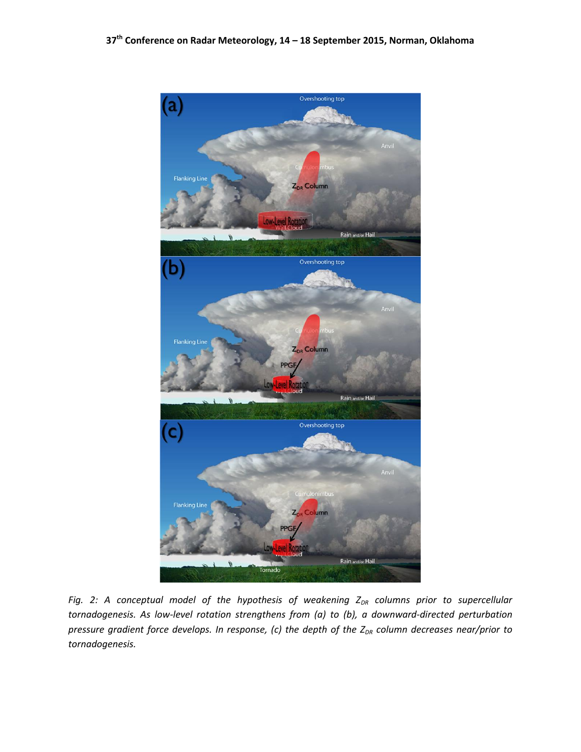*Fig. 2: A conceptual model of the hypothesis of weakening $Z_{DR}$ columns prior to supercellular tornadogenesis. As low-level rotation strengthens from (a) to (b), a downward-directed perturbation pressure gradient force develops. In response, (c) the depth of the $Z_{DR}$ column decreases near/prior to tornadogenesis.*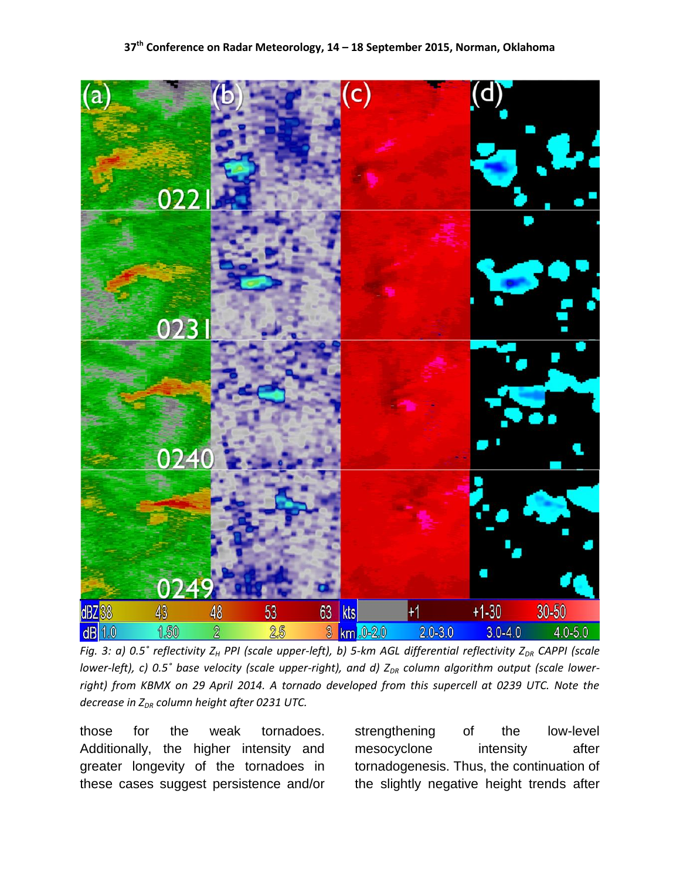*Fig. 3: a) 0.5˚ reflectivity $Z_H$ PPI (scale upper-left), b) 5-km AGL differential reflectivity $Z_{DR}$ CAPPI (scale lower-left), c) 0.5˚ base velocity (scale upper-right), and d) $Z_{DR}$ column algorithm output (scale lower-right) from KBMX on 29 April 2014. A tornado developed from this supercell at 0239 UTC. Note the decrease in $Z_{DR}$ column height after 0231 UTC.*

those for the weak tornadoes. Additionally, the higher intensity and greater longevity of the tornadoes in these cases suggest persistence and/or strengthening of the low-level mesocyclone intensity after tornadogenesis. Thus, the continuation of the slightly negative height trends after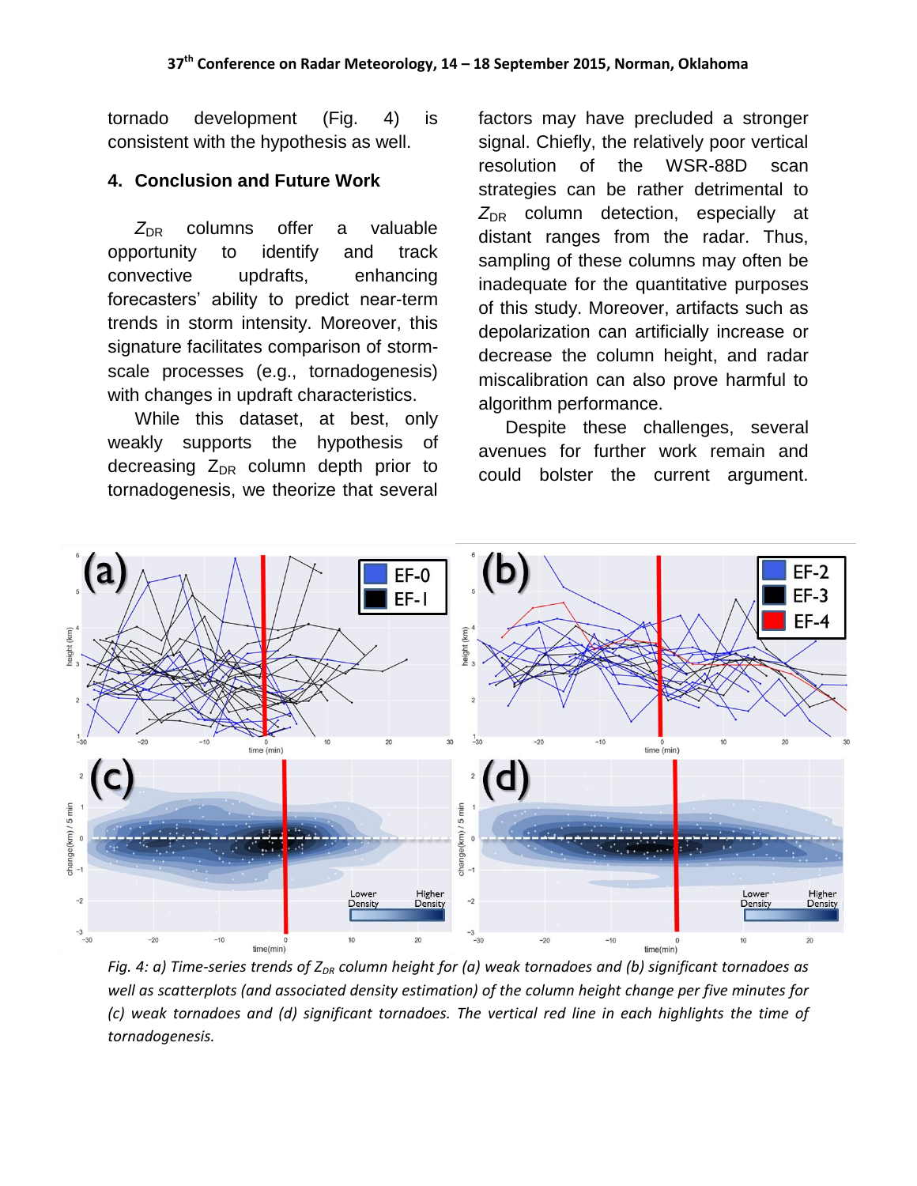tornado development (Fig. 4) is consistent with the hypothesis as well.

## 4. Conclusion and Future Work

$Z_{DR}$ columns offer a valuable opportunity to identify and track convective updrafts, enhancing forecasters' ability to predict near-term trends in storm intensity. Moreover, this signature facilitates comparison of storm-scale processes (e.g., tornadogenesis) with changes in updraft characteristics.

While this dataset, at best, only weakly supports the hypothesis of decreasing $Z_{DR}$ column depth prior to tornadogenesis, we theorize that several factors may have precluded a stronger signal. Chiefly, the relatively poor vertical resolution of the WSR-88D scan strategies can be rather detrimental to $Z_{DR}$ column detection, especially at distant ranges from the radar. Thus, sampling of these columns may often be inadequate for the quantitative purposes of this study. Moreover, artifacts such as depolarization can artificially increase or decrease the column height, and radar miscalibration can also prove harmful to algorithm performance.

Despite these challenges, several avenues for further work remain and could bolster the current argument.

*Fig. 4: a) Time-series trends of $Z_{DR}$ column height for (a) weak tornadoes and (b) significant tornadoes as well as scatterplots (and associated density estimation) of the column height change per five minutes for (c) weak tornadoes and (d) significant tornadoes. The vertical red line in each highlights the time of tornadogenesis.*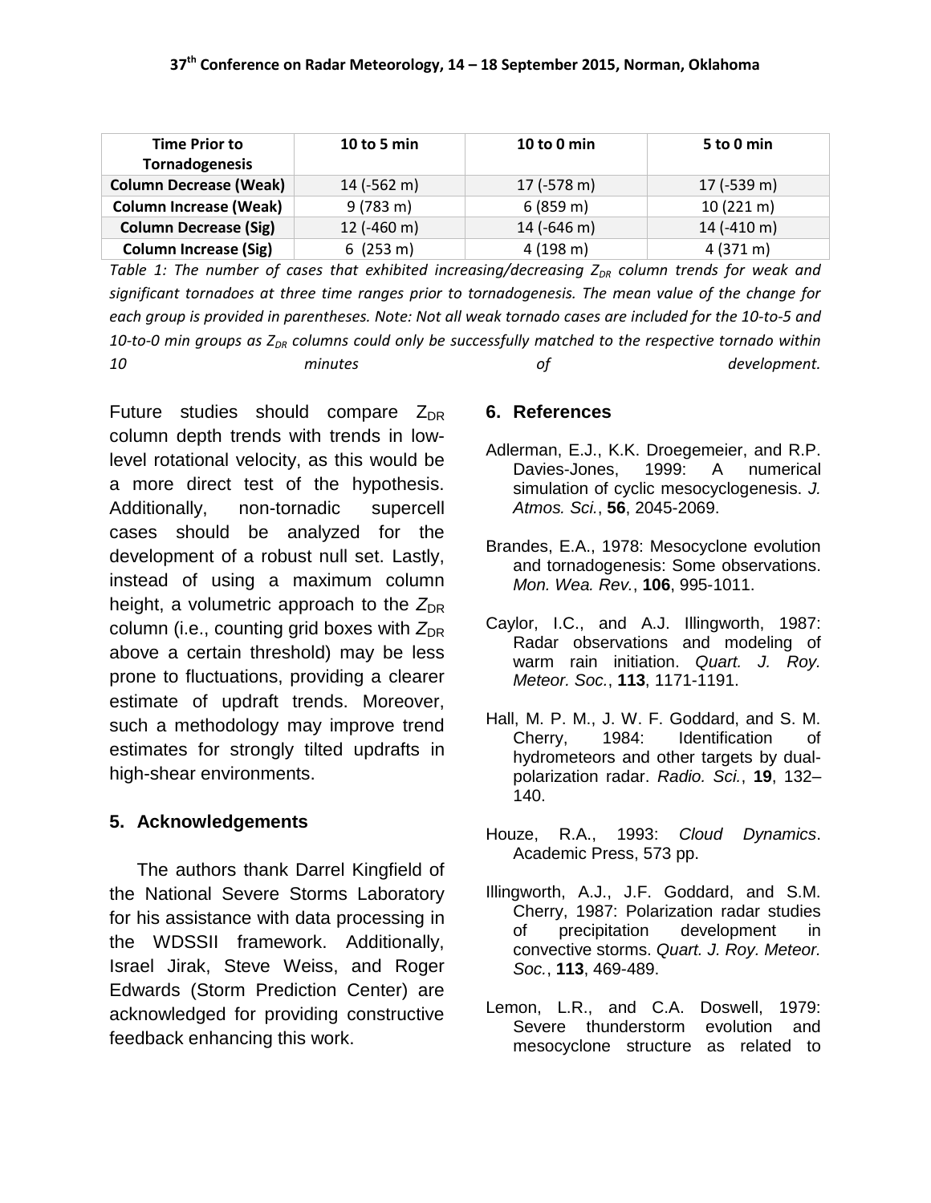| Time Prior to Tornadogenesis | 10 to 5 min | 10 to 0 min | 5 to 0 min |
|---|---|---|---|
| **Column Decrease (Weak)** | 14 (-562 m) | 17 (-578 m) | 17 (-539 m) |
| **Column Increase (Weak)** | 9 (783 m) | 6 (859 m) | 10 (221 m) |
| **Column Decrease (Sig)** | 12 (-460 m) | 14 (-646 m) | 14 (-410 m) |
| **Column Increase (Sig)** | 6 (253 m) | 4 (198 m) | 4 (371 m) |

*Table 1: The number of cases that exhibited increasing/decreasing $Z_{DR}$ column trends for weak and significant tornadoes at three time ranges prior to tornadogenesis. The mean value of the change for each group is provided in parentheses. Note: Not all weak tornado cases are included for the 10-to-5 and 10-to-0 min groups as $Z_{DR}$ columns could only be successfully matched to the respective tornado within 10 minutes of development.*

Future studies should compare $Z_{DR}$ column depth trends with trends in low-level rotational velocity, as this would be a more direct test of the hypothesis. Additionally, non-tornadic supercell cases should be analyzed for the development of a robust null set. Lastly, instead of using a maximum column height, a volumetric approach to the $Z_{DR}$ column (i.e., counting grid boxes with $Z_{DR}$ above a certain threshold) may be less prone to fluctuations, providing a clearer estimate of updraft trends. Moreover, such a methodology may improve trend estimates for strongly tilted updrafts in high-shear environments.

## 5. Acknowledgements

The authors thank Darrel Kingfield of the National Severe Storms Laboratory for his assistance with data processing in the WDSSII framework. Additionally, Israel Jirak, Steve Weiss, and Roger Edwards (Storm Prediction Center) are acknowledged for providing constructive feedback enhancing this work.

## 6. References

Adlerman, E.J., K.K. Droegemeier, and R.P. Davies-Jones, 1999: A numerical simulation of cyclic mesocyclogenesis. *J. Atmos. Sci.*, **56**, 2045-2069.

Brandes, E.A., 1978: Mesocyclone evolution and tornadogenesis: Some observations. *Mon. Wea. Rev.*, **106**, 995-1011.

Caylor, I.C., and A.J. Illingworth, 1987: Radar observations and modeling of warm rain initiation. *Quart. J. Roy. Meteor. Soc.*, **113**, 1171-1191.

Hall, M. P. M., J. W. F. Goddard, and S. M. Cherry, 1984: Identification of hydrometeors and other targets by dual-polarization radar. *Radio. Sci.*, **19**, 132–140.

Houze, R.A., 1993: *Cloud Dynamics*. Academic Press, 573 pp.

Illingworth, A.J., J.F. Goddard, and S.M. Cherry, 1987: Polarization radar studies of precipitation development in convective storms. *Quart. J. Roy. Meteor. Soc.*, **113**, 469-489.

Lemon, L.R., and C.A. Doswell, 1979: Severe thunderstorm evolution and mesocyclone structure as related to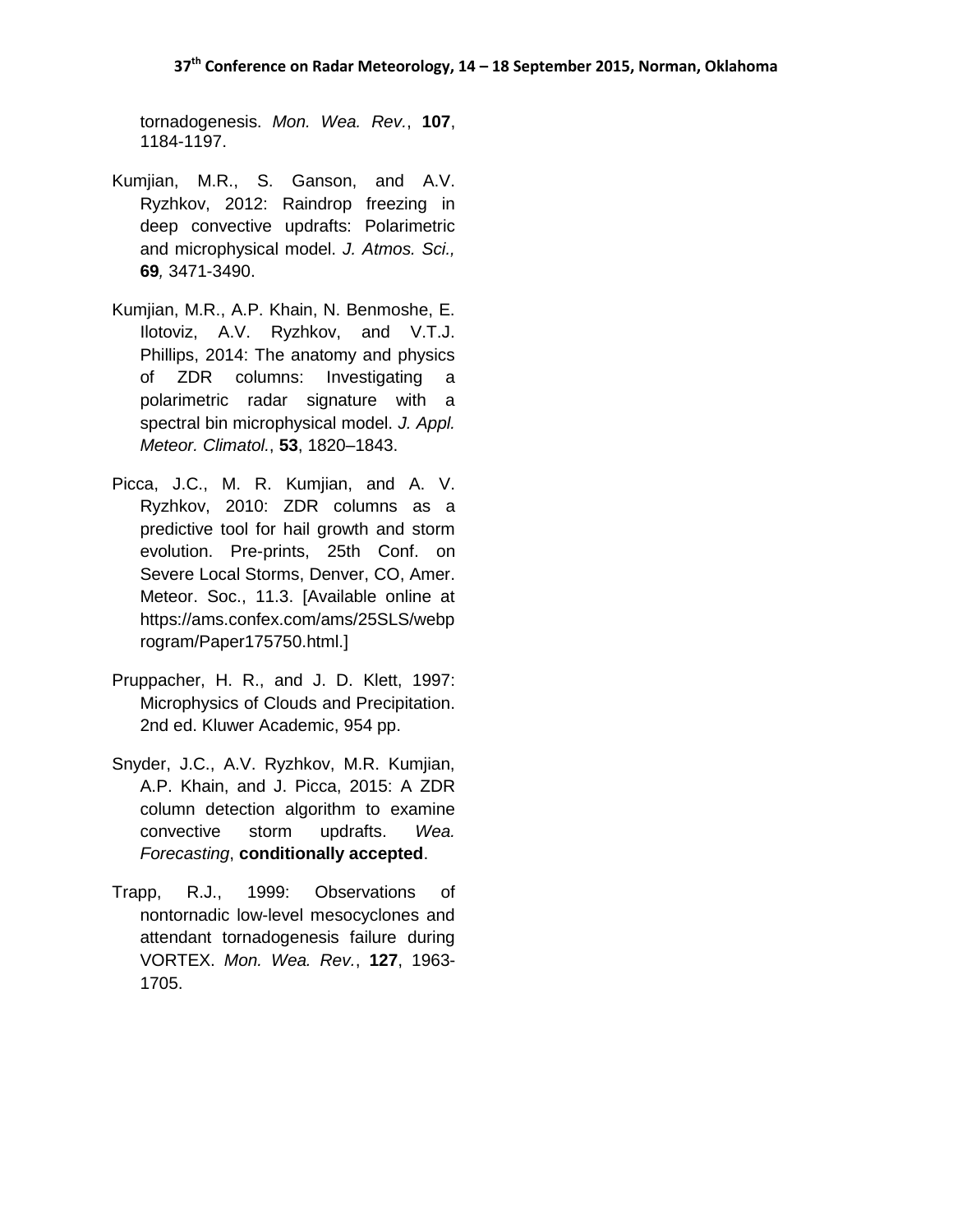tornadogenesis. *Mon. Wea. Rev.*, **107**, 1184-1197.

Kumjian, M.R., S. Ganson, and A.V. Ryzhkov, 2012: Raindrop freezing in deep convective updrafts: Polarimetric and microphysical model. *J. Atmos. Sci.,* **69***,* 3471-3490.

Kumjian, M.R., A.P. Khain, N. Benmoshe, E. Ilotoviz, A.V. Ryzhkov, and V.T.J. Phillips, 2014: The anatomy and physics of ZDR columns: Investigating a polarimetric radar signature with a spectral bin microphysical model. *J. Appl. Meteor. Climatol.*, **53**, 1820–1843.

Picca, J.C., M. R. Kumjian, and A. V. Ryzhkov, 2010: ZDR columns as a predictive tool for hail growth and storm evolution. Pre-prints, 25th Conf. on Severe Local Storms, Denver, CO, Amer. Meteor. Soc., 11.3. [Available online at https://ams.confex.com/ams/25SLS/webprogram/Paper175750.html.]

Pruppacher, H. R., and J. D. Klett, 1997: Microphysics of Clouds and Precipitation. 2nd ed. Kluwer Academic, 954 pp.

Snyder, J.C., A.V. Ryzhkov, M.R. Kumjian, A.P. Khain, and J. Picca, 2015: A ZDR column detection algorithm to examine convective storm updrafts. *Wea. Forecasting*, **conditionally accepted**.

Trapp, R.J., 1999: Observations of nontornadic low-level mesocyclones and attendant tornadogenesis failure during VORTEX. *Mon. Wea. Rev.*, **127**, 1963-1705.